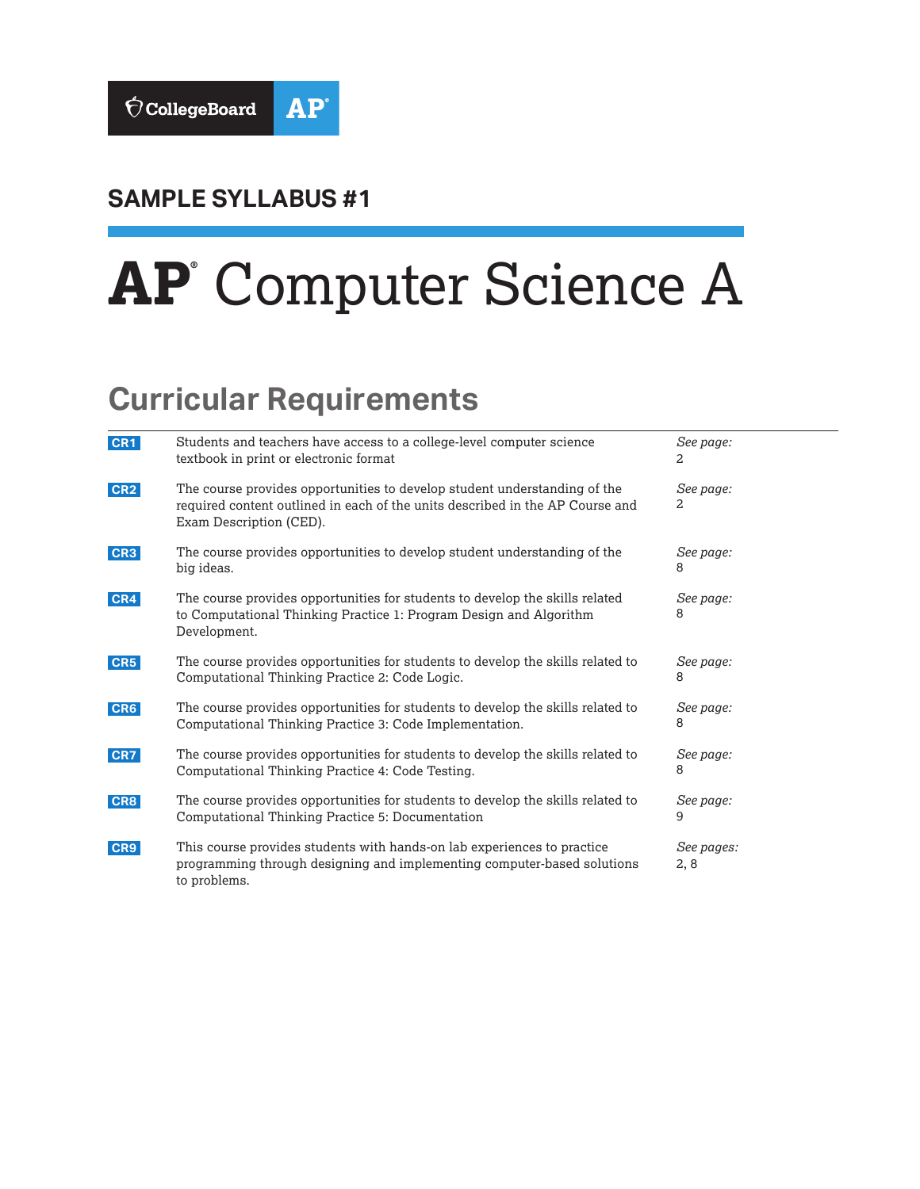CollegeBoard AP

## SAMPLE SYLLABUS #1

# AP Computer Science A

## Curricular Requirements

| | | |
|---|---|---|
| CR1 | Students and teachers have access to a college-level computer science textbook in print or electronic format | *See page:* 2 |
| CR2 | The course provides opportunities to develop student understanding of the required content outlined in each of the units described in the AP Course and Exam Description (CED). | *See page:* 2 |
| CR3 | The course provides opportunities to develop student understanding of the big ideas. | *See page:* 8 |
| CR4 | The course provides opportunities for students to develop the skills related to Computational Thinking Practice 1: Program Design and Algorithm Development. | *See page:* 8 |
| CR5 | The course provides opportunities for students to develop the skills related to Computational Thinking Practice 2: Code Logic. | *See page:* 8 |
| CR6 | The course provides opportunities for students to develop the skills related to Computational Thinking Practice 3: Code Implementation. | *See page:* 8 |
| CR7 | The course provides opportunities for students to develop the skills related to Computational Thinking Practice 4: Code Testing. | *See page:* 8 |
| CR8 | The course provides opportunities for students to develop the skills related to Computational Thinking Practice 5: Documentation | *See page:* 9 |
| CR9 | This course provides students with hands-on lab experiences to practice programming through designing and implementing computer-based solutions to problems. | *See pages:* 2, 8 |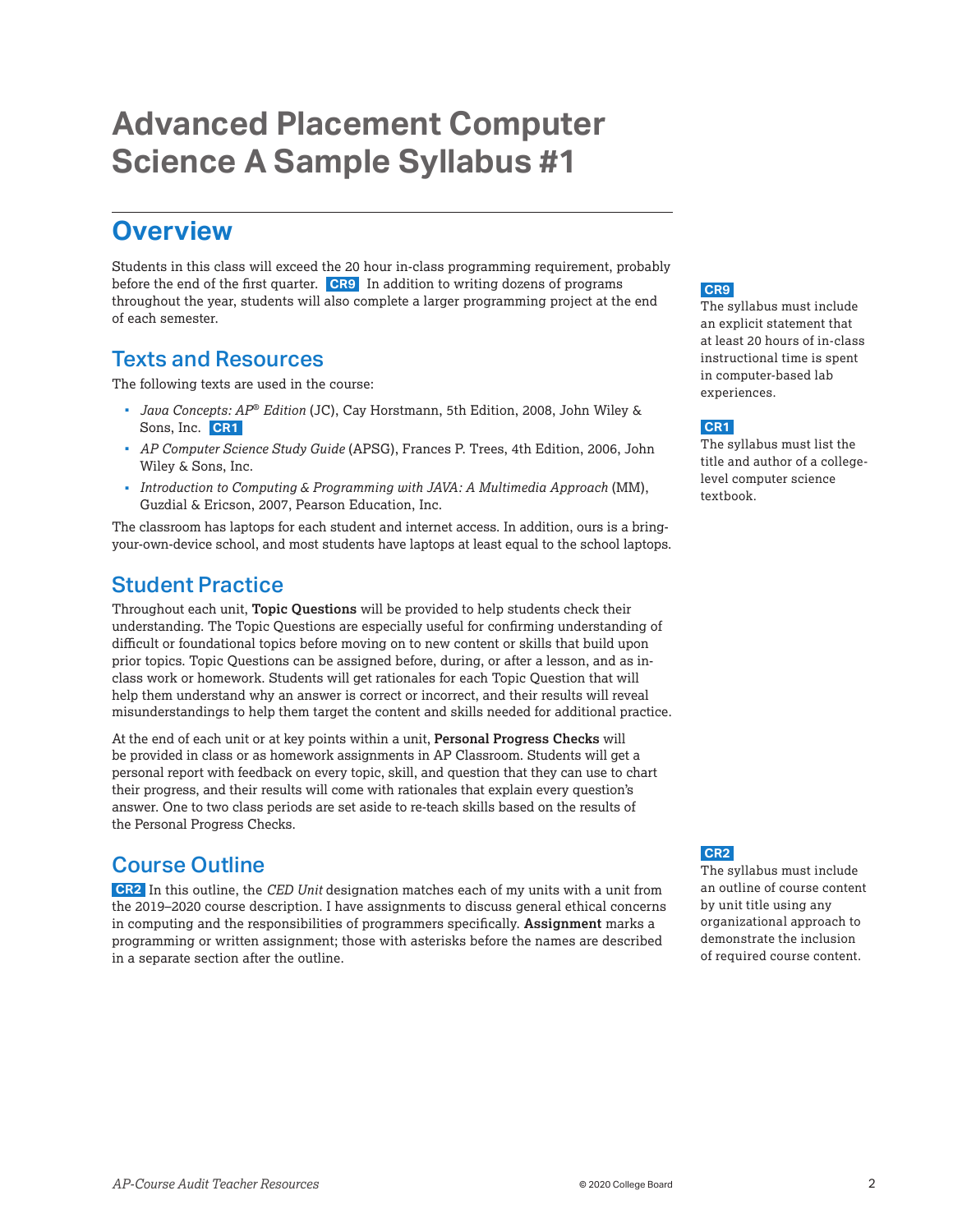# Advanced Placement Computer Science A Sample Syllabus #1

## Overview

Students in this class will exceed the 20 hour in-class programming requirement, probably before the end of the first quarter. **CR9** In addition to writing dozens of programs throughout the year, students will also complete a larger programming project at the end of each semester.

**CR9**
The syllabus must include an explicit statement that at least 20 hours of in-class instructional time is spent in computer-based lab experiences.

### Texts and Resources

The following texts are used in the course:

- *Java Concepts: AP® Edition* (JC), Cay Horstmann, 5th Edition, 2008, John Wiley & Sons, Inc. **CR1**
- *AP Computer Science Study Guide* (APSG), Frances P. Trees, 4th Edition, 2006, John Wiley & Sons, Inc.
- *Introduction to Computing & Programming with JAVA: A Multimedia Approach* (MM), Guzdial & Ericson, 2007, Pearson Education, Inc.

**CR1**
The syllabus must list the title and author of a college-level computer science textbook.

The classroom has laptops for each student and internet access. In addition, ours is a bring-your-own-device school, and most students have laptops at least equal to the school laptops.

### Student Practice

Throughout each unit, **Topic Questions** will be provided to help students check their understanding. The Topic Questions are especially useful for confirming understanding of difficult or foundational topics before moving on to new content or skills that build upon prior topics. Topic Questions can be assigned before, during, or after a lesson, and as in-class work or homework. Students will get rationales for each Topic Question that will help them understand why an answer is correct or incorrect, and their results will reveal misunderstandings to help them target the content and skills needed for additional practice.

At the end of each unit or at key points within a unit, **Personal Progress Checks** will be provided in class or as homework assignments in AP Classroom. Students will get a personal report with feedback on every topic, skill, and question that they can use to chart their progress, and their results will come with rationales that explain every question's answer. One to two class periods are set aside to re-teach skills based on the results of the Personal Progress Checks.

### Course Outline

**CR2** In this outline, the *CED Unit* designation matches each of my units with a unit from the 2019–2020 course description. I have assignments to discuss general ethical concerns in computing and the responsibilities of programmers specifically. **Assignment** marks a programming or written assignment; those with asterisks before the names are described in a separate section after the outline.

**CR2**
The syllabus must include an outline of course content by unit title using any organizational approach to demonstrate the inclusion of required course content.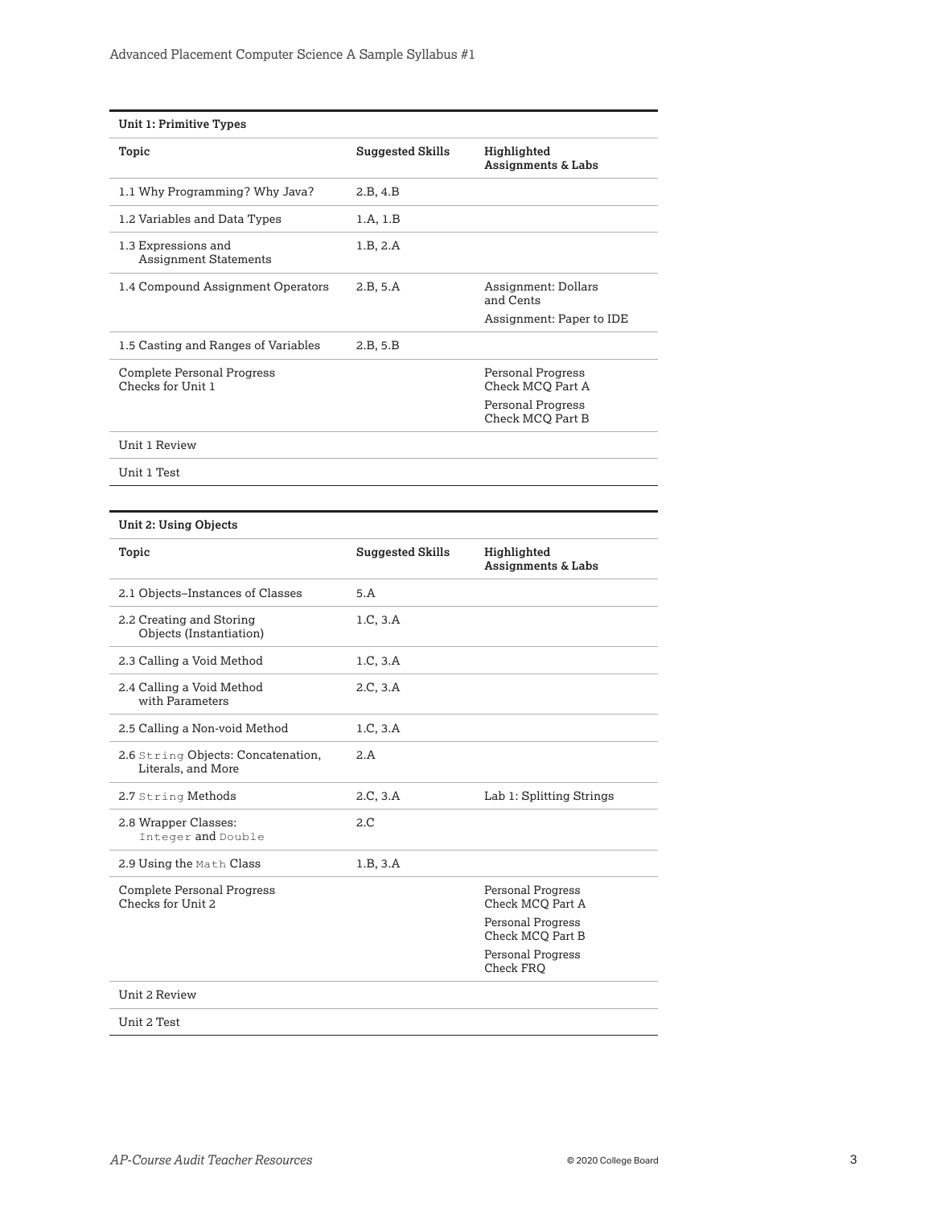| Unit 1: Primitive Types | | |
|---|---|---|
| **Topic** | **Suggested Skills** | **Highlighted Assignments & Labs** |
| 1.1 Why Programming? Why Java? | 2.B, 4.B | |
| 1.2 Variables and Data Types | 1.A, 1.B | |
| 1.3 Expressions and Assignment Statements | 1.B, 2.A | |
| 1.4 Compound Assignment Operators | 2.B, 5.A | Assignment: Dollars and Cents<br>Assignment: Paper to IDE |
| 1.5 Casting and Ranges of Variables | 2.B, 5.B | |
| Complete Personal Progress Checks for Unit 1 | | Personal Progress Check MCQ Part A<br>Personal Progress Check MCQ Part B |
| Unit 1 Review | | |
| Unit 1 Test | | |

| Unit 2: Using Objects | | |
|---|---|---|
| **Topic** | **Suggested Skills** | **Highlighted Assignments & Labs** |
| 2.1 Objects–Instances of Classes | 5.A | |
| 2.2 Creating and Storing Objects (Instantiation) | 1.C, 3.A | |
| 2.3 Calling a Void Method | 1.C, 3.A | |
| 2.4 Calling a Void Method with Parameters | 2.C, 3.A | |
| 2.5 Calling a Non-void Method | 1.C, 3.A | |
| 2.6 `String` Objects: Concatenation, Literals, and More | 2.A | |
| 2.7 `String` Methods | 2.C, 3.A | Lab 1: Splitting Strings |
| 2.8 Wrapper Classes: `Integer` and `Double` | 2.C | |
| 2.9 Using the `Math` Class | 1.B, 3.A | |
| Complete Personal Progress Checks for Unit 2 | | Personal Progress Check MCQ Part A<br>Personal Progress Check MCQ Part B<br>Personal Progress Check FRQ |
| Unit 2 Review | | |
| Unit 2 Test | | |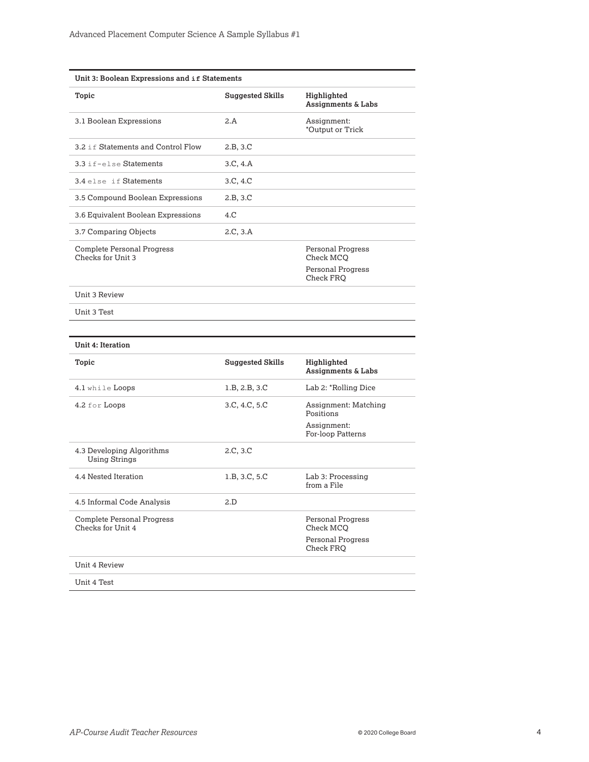**Unit 3: Boolean Expressions and `if` Statements**

| Topic | Suggested Skills | Highlighted Assignments & Labs |
|---|---|---|
| 3.1 Boolean Expressions | 2.A | Assignment: *Output or Trick |
| 3.2 `if` Statements and Control Flow | 2.B, 3.C | |
| 3.3 `if-else` Statements | 3.C, 4.A | |
| 3.4 `else if` Statements | 3.C, 4.C | |
| 3.5 Compound Boolean Expressions | 2.B, 3.C | |
| 3.6 Equivalent Boolean Expressions | 4.C | |
| 3.7 Comparing Objects | 2.C, 3.A | |
| Complete Personal Progress Checks for Unit 3 | | Personal Progress Check MCQ<br>Personal Progress Check FRQ |
| Unit 3 Review | | |
| Unit 3 Test | | |

**Unit 4: Iteration**

| Topic | Suggested Skills | Highlighted Assignments & Labs |
|---|---|---|
| 4.1 `while` Loops | 1.B, 2.B, 3.C | Lab 2: *Rolling Dice |
| 4.2 `for` Loops | 3.C, 4.C, 5.C | Assignment: Matching Positions<br>Assignment: For-loop Patterns |
| 4.3 Developing Algorithms Using Strings | 2.C, 3.C | |
| 4.4 Nested Iteration | 1.B, 3.C, 5.C | Lab 3: Processing from a File |
| 4.5 Informal Code Analysis | 2.D | |
| Complete Personal Progress Checks for Unit 4 | | Personal Progress Check MCQ<br>Personal Progress Check FRQ |
| Unit 4 Review | | |
| Unit 4 Test | | |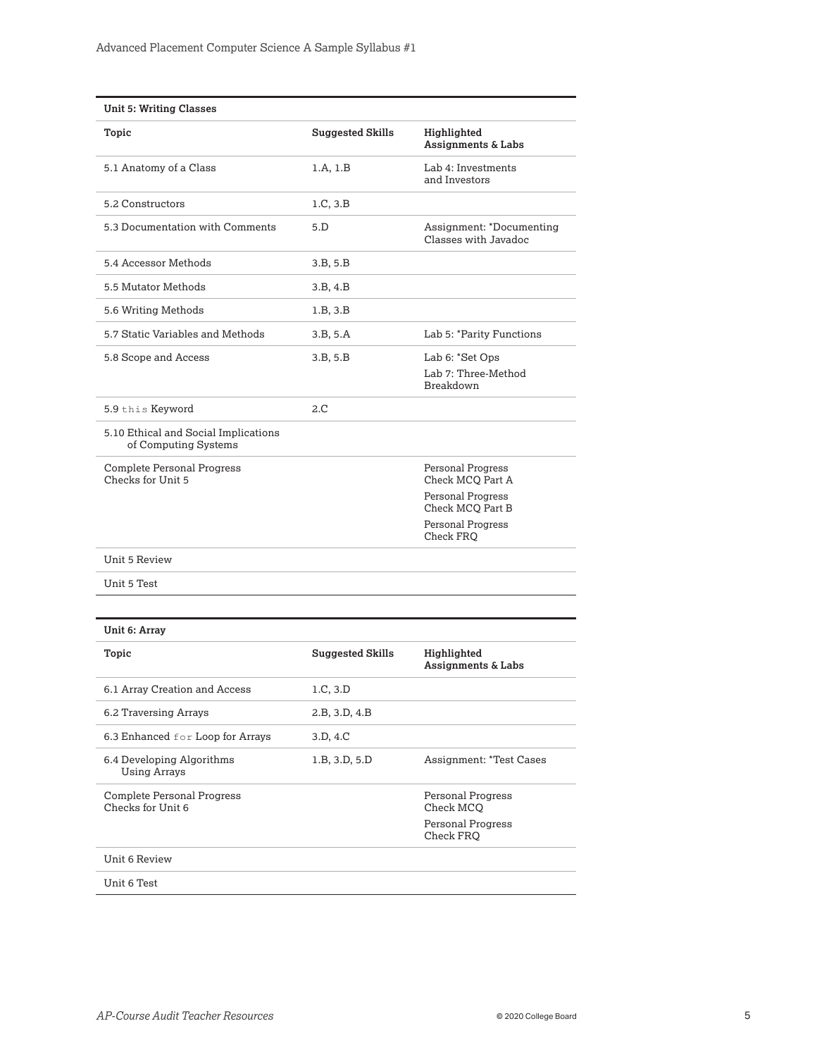| Unit 5: Writing Classes | | |
|---|---|---|
| **Topic** | **Suggested Skills** | **Highlighted Assignments & Labs** |
| 5.1 Anatomy of a Class | 1.A, 1.B | Lab 4: Investments and Investors |
| 5.2 Constructors | 1.C, 3.B | |
| 5.3 Documentation with Comments | 5.D | Assignment: *Documenting Classes with Javadoc |
| 5.4 Accessor Methods | 3.B, 5.B | |
| 5.5 Mutator Methods | 3.B, 4.B | |
| 5.6 Writing Methods | 1.B, 3.B | |
| 5.7 Static Variables and Methods | 3.B, 5.A | Lab 5: *Parity Functions |
| 5.8 Scope and Access | 3.B, 5.B | Lab 6: *Set Ops<br>Lab 7: Three-Method Breakdown |
| 5.9 `this` Keyword | 2.C | |
| 5.10 Ethical and Social Implications of Computing Systems | | |
| Complete Personal Progress Checks for Unit 5 | | Personal Progress Check MCQ Part A<br>Personal Progress Check MCQ Part B<br>Personal Progress Check FRQ |
| Unit 5 Review | | |
| Unit 5 Test | | |

| Unit 6: Array | | |
|---|---|---|
| **Topic** | **Suggested Skills** | **Highlighted Assignments & Labs** |
| 6.1 Array Creation and Access | 1.C, 3.D | |
| 6.2 Traversing Arrays | 2.B, 3.D, 4.B | |
| 6.3 Enhanced `for` Loop for Arrays | 3.D, 4.C | |
| 6.4 Developing Algorithms Using Arrays | 1.B, 3.D, 5.D | Assignment: *Test Cases |
| Complete Personal Progress Checks for Unit 6 | | Personal Progress Check MCQ<br>Personal Progress Check FRQ |
| Unit 6 Review | | |
| Unit 6 Test | | |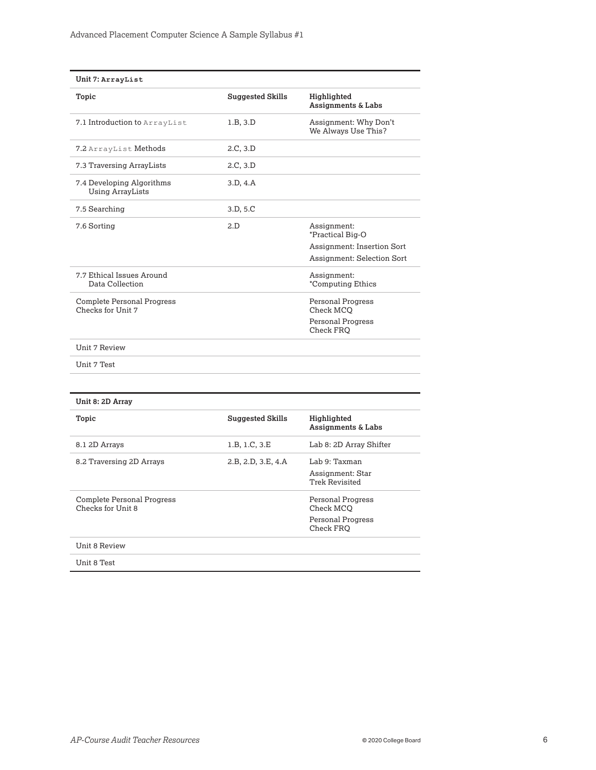### Unit 7: `ArrayList`

| Topic | Suggested Skills | Highlighted Assignments & Labs |
|---|---|---|
| 7.1 Introduction to `ArrayList` | 1.B, 3.D | Assignment: Why Don't We Always Use This? |
| 7.2 `ArrayList` Methods | 2.C, 3.D | |
| 7.3 Traversing ArrayLists | 2.C, 3.D | |
| 7.4 Developing Algorithms Using ArrayLists | 3.D, 4.A | |
| 7.5 Searching | 3.D, 5.C | |
| 7.6 Sorting | 2.D | Assignment: *Practical Big-O<br>Assignment: Insertion Sort<br>Assignment: Selection Sort |
| 7.7 Ethical Issues Around Data Collection | | Assignment: *Computing Ethics |
| Complete Personal Progress Checks for Unit 7 | | Personal Progress Check MCQ<br>Personal Progress Check FRQ |
| Unit 7 Review | | |
| Unit 7 Test | | |

### Unit 8: 2D Array

| Topic | Suggested Skills | Highlighted Assignments & Labs |
|---|---|---|
| 8.1 2D Arrays | 1.B, 1.C, 3.E | Lab 8: 2D Array Shifter |
| 8.2 Traversing 2D Arrays | 2.B, 2.D, 3.E, 4.A | Lab 9: Taxman<br>Assignment: Star Trek Revisited |
| Complete Personal Progress Checks for Unit 8 | | Personal Progress Check MCQ<br>Personal Progress Check FRQ |
| Unit 8 Review | | |
| Unit 8 Test | | |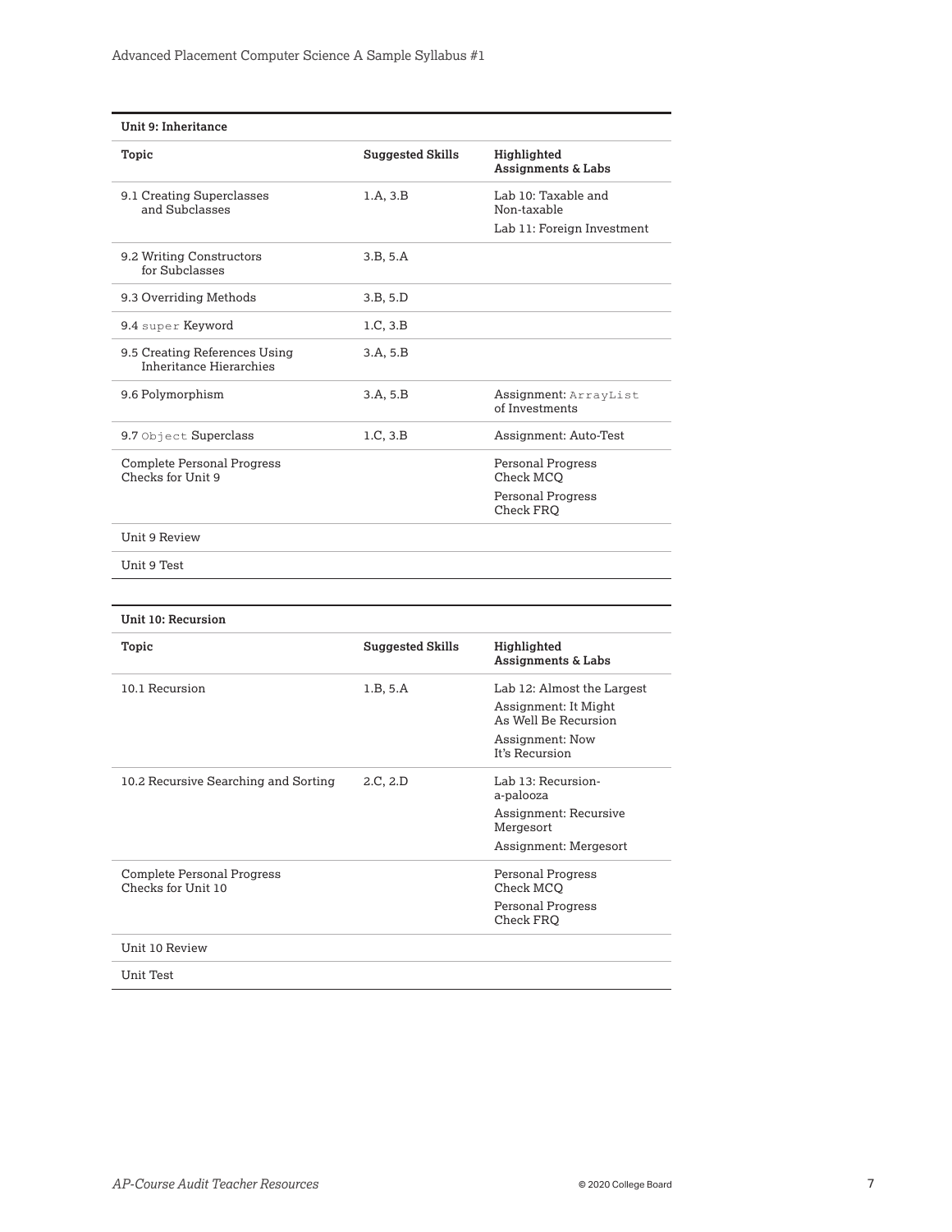| Unit 9: Inheritance | | |
|---|---|---|
| **Topic** | **Suggested Skills** | **Highlighted Assignments & Labs** |
| 9.1 Creating Superclasses and Subclasses | 1.A, 3.B | Lab 10: Taxable and Non-taxable<br>Lab 11: Foreign Investment |
| 9.2 Writing Constructors for Subclasses | 3.B, 5.A | |
| 9.3 Overriding Methods | 3.B, 5.D | |
| 9.4 `super` Keyword | 1.C, 3.B | |
| 9.5 Creating References Using Inheritance Hierarchies | 3.A, 5.B | |
| 9.6 Polymorphism | 3.A, 5.B | Assignment: `ArrayList` of Investments |
| 9.7 `Object` Superclass | 1.C, 3.B | Assignment: Auto-Test |
| Complete Personal Progress Checks for Unit 9 | | Personal Progress Check MCQ<br>Personal Progress Check FRQ |
| Unit 9 Review | | |
| Unit 9 Test | | |

| Unit 10: Recursion | | |
|---|---|---|
| **Topic** | **Suggested Skills** | **Highlighted Assignments & Labs** |
| 10.1 Recursion | 1.B, 5.A | Lab 12: Almost the Largest<br>Assignment: It Might As Well Be Recursion<br>Assignment: Now It's Recursion |
| 10.2 Recursive Searching and Sorting | 2.C, 2.D | Lab 13: Recursion-a-palooza<br>Assignment: Recursive Mergesort<br>Assignment: Mergesort |
| Complete Personal Progress Checks for Unit 10 | | Personal Progress Check MCQ<br>Personal Progress Check FRQ |
| Unit 10 Review | | |
| Unit Test | | |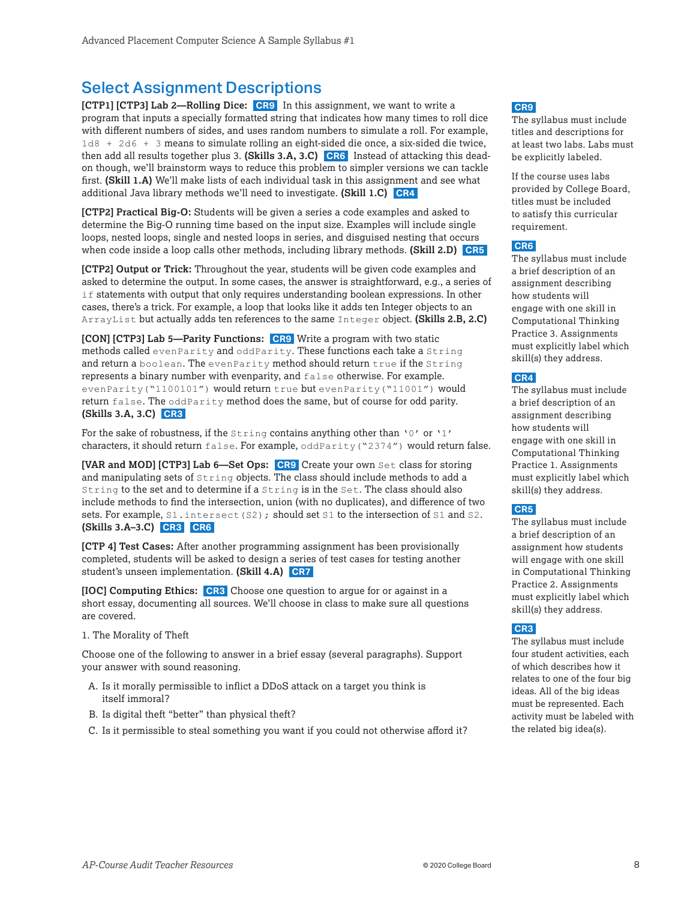## Select Assignment Descriptions

**[CTP1] [CTP3] Lab 2—Rolling Dice:** **CR9** In this assignment, we want to write a program that inputs a specially formatted string that indicates how many times to roll dice with different numbers of sides, and uses random numbers to simulate a roll. For example, `1d8 + 2d6 + 3` means to simulate rolling an eight-sided die once, a six-sided die twice, then add all results together plus 3. **(Skills 3.A, 3.C)** **CR6** Instead of attacking this dead-on though, we'll brainstorm ways to reduce this problem to simpler versions we can tackle first. **(Skill 1.A)** We'll make lists of each individual task in this assignment and see what additional Java library methods we'll need to investigate. **(Skill 1.C)** **CR4**

**[CTP2] Practical Big-O:** Students will be given a series a code examples and asked to determine the Big-O running time based on the input size. Examples will include single loops, nested loops, single and nested loops in series, and disguised nesting that occurs when code inside a loop calls other methods, including library methods. **(Skill 2.D)** **CR5**

**[CTP2] Output or Trick:** Throughout the year, students will be given code examples and asked to determine the output. In some cases, the answer is straightforward, e.g., a series of `if` statements with output that only requires understanding boolean expressions. In other cases, there's a trick. For example, a loop that looks like it adds ten Integer objects to an `ArrayList` but actually adds ten references to the same `Integer` object. **(Skills 2.B, 2.C)**

**[CON] [CTP3] Lab 5—Parity Functions:** **CR9** Write a program with two static methods called `evenParity` and `oddParity`. These functions each take a `String` and return a `boolean`. The `evenParity` method should return `true` if the `String` represents a binary number with evenparity, and `false` otherwise. For example. `evenParity("1100101")` would return `true` but `evenParity("11001")` would return `false`. The `oddParity` method does the same, but of course for odd parity. **(Skills 3.A, 3.C)** **CR3**

For the sake of robustness, if the `String` contains anything other than `'0'` or `'1'` characters, it should return `false`. For example, `oddParity("2374")` would return false.

**[VAR and MOD] [CTP3] Lab 6—Set Ops:** **CR9** Create your own `Set` class for storing and manipulating sets of `String` objects. The class should include methods to add a `String` to the set and to determine if a `String` is in the `Set`. The class should also include methods to find the intersection, union (with no duplicates), and difference of two sets. For example, `S1.intersect(S2);` should set `S1` to the intersection of `S1` and `S2`. **(Skills 3.A–3.C)** **CR3** **CR6**

**[CTP 4] Test Cases:** After another programming assignment has been provisionally completed, students will be asked to design a series of test cases for testing another student's unseen implementation. **(Skill 4.A)** **CR7**

**[IOC] Computing Ethics:** **CR3** Choose one question to argue for or against in a short essay, documenting all sources. We'll choose in class to make sure all questions are covered.

1. The Morality of Theft

Choose one of the following to answer in a brief essay (several paragraphs). Support your answer with sound reasoning.

A. Is it morally permissible to inflict a DDoS attack on a target you think is itself immoral?

B. Is digital theft "better" than physical theft?

C. Is it permissible to steal something you want if you could not otherwise afford it?

---

**CR9**
The syllabus must include titles and descriptions for at least two labs. Labs must be explicitly labeled.

If the course uses labs provided by College Board, titles must be included to satisfy this curricular requirement.

**CR6**
The syllabus must include a brief description of an assignment describing how students will engage with one skill in Computational Thinking Practice 3. Assignments must explicitly label which skill(s) they address.

**CR4**
The syllabus must include a brief description of an assignment describing how students will engage with one skill in Computational Thinking Practice 1. Assignments must explicitly label which skill(s) they address.

**CR5**
The syllabus must include a brief description of an assignment how students will engage with one skill in Computational Thinking Practice 2. Assignments must explicitly label which skill(s) they address.

**CR3**
The syllabus must include four student activities, each of which describes how it relates to one of the four big ideas. All of the big ideas must be represented. Each activity must be labeled with the related big idea(s).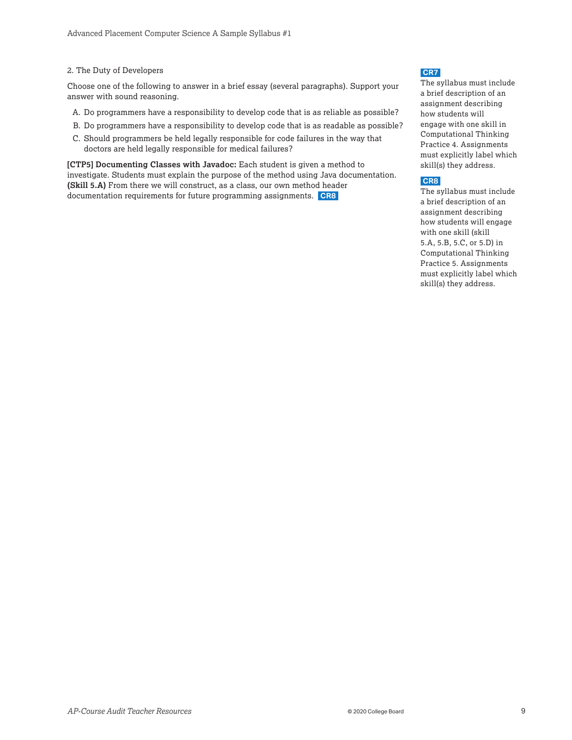2. The Duty of Developers

Choose one of the following to answer in a brief essay (several paragraphs). Support your answer with sound reasoning.

A. Do programmers have a responsibility to develop code that is as reliable as possible?
B. Do programmers have a responsibility to develop code that is as readable as possible?
C. Should programmers be held legally responsible for code failures in the way that doctors are held legally responsible for medical failures?

**[CTP5] Documenting Classes with Javadoc:** Each student is given a method to investigate. Students must explain the purpose of the method using Java documentation. **(Skill 5.A)** From there we will construct, as a class, our own method header documentation requirements for future programming assignments. **CR8**

**CR7**
The syllabus must include a brief description of an assignment describing how students will engage with one skill in Computational Thinking Practice 4. Assignments must explicitly label which skill(s) they address.

**CR8**
The syllabus must include a brief description of an assignment describing how students will engage with one skill (skill 5.A, 5.B, 5.C, or 5.D) in Computational Thinking Practice 5. Assignments must explicitly label which skill(s) they address.